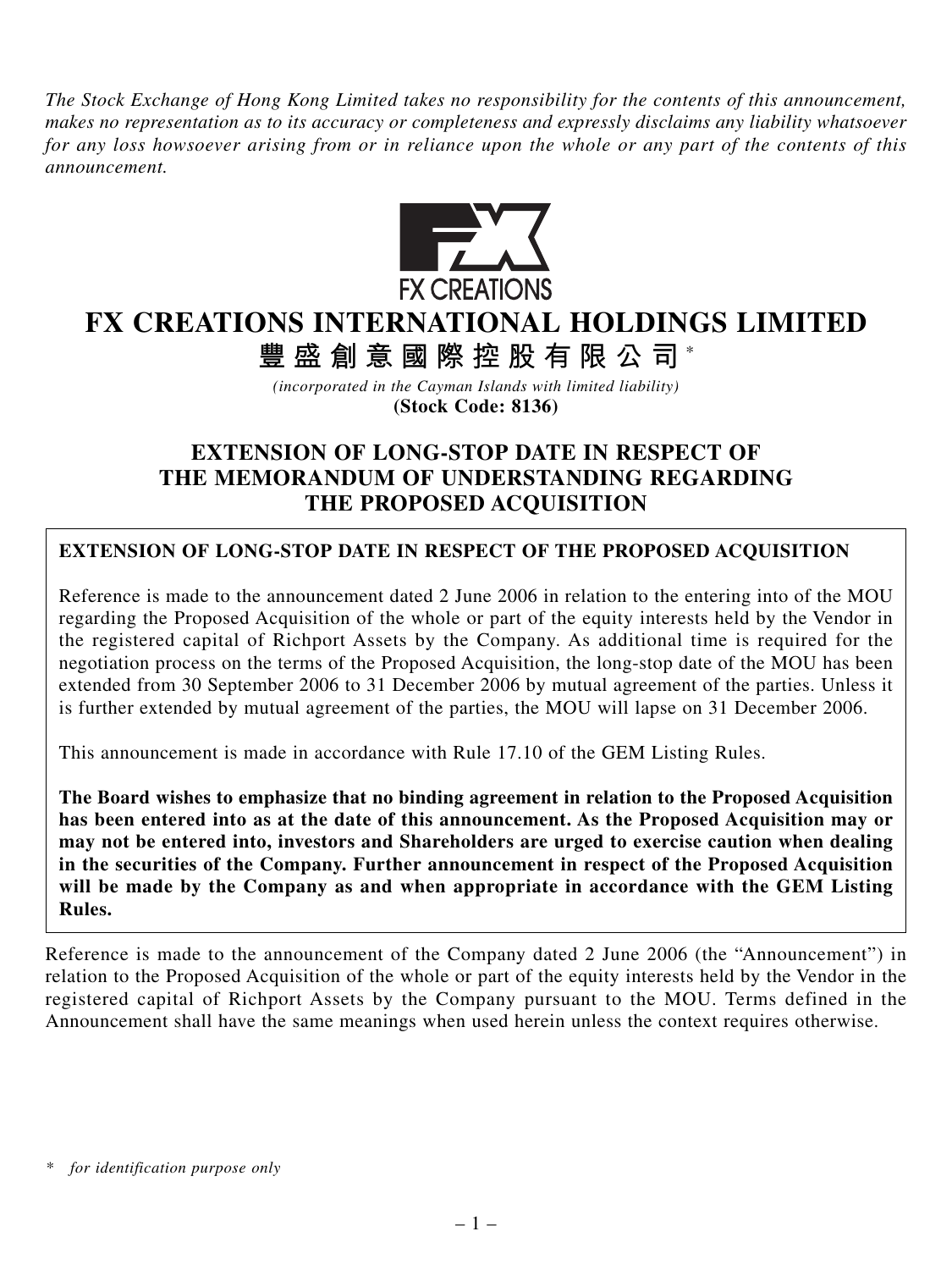*The Stock Exchange of Hong Kong Limited takes no responsibility for the contents of this announcement, makes no representation as to its accuracy or completeness and expressly disclaims any liability whatsoever for any loss howsoever arising from or in reliance upon the whole or any part of the contents of this announcement.*

FX CREATIONS

# FX CREATIONS INTERNATIONAL HOLDINGS LIMITED

# 豐盛創意國際控股有限公司*

*(incorporated in the Cayman Islands with limited liability)*

**(Stock Code: 8136)**

## EXTENSION OF LONG-STOP DATE IN RESPECT OF THE MEMORANDUM OF UNDERSTANDING REGARDING THE PROPOSED ACQUISITION

**EXTENSION OF LONG-STOP DATE IN RESPECT OF THE PROPOSED ACQUISITION**

Reference is made to the announcement dated 2 June 2006 in relation to the entering into of the MOU regarding the Proposed Acquisition of the whole or part of the equity interests held by the Vendor in the registered capital of Richport Assets by the Company. As additional time is required for the negotiation process on the terms of the Proposed Acquisition, the long-stop date of the MOU has been extended from 30 September 2006 to 31 December 2006 by mutual agreement of the parties. Unless it is further extended by mutual agreement of the parties, the MOU will lapse on 31 December 2006.

This announcement is made in accordance with Rule 17.10 of the GEM Listing Rules.

**The Board wishes to emphasize that no binding agreement in relation to the Proposed Acquisition has been entered into as at the date of this announcement. As the Proposed Acquisition may or may not be entered into, investors and Shareholders are urged to exercise caution when dealing in the securities of the Company. Further announcement in respect of the Proposed Acquisition will be made by the Company as and when appropriate in accordance with the GEM Listing Rules.**

Reference is made to the announcement of the Company dated 2 June 2006 (the "Announcement") in relation to the Proposed Acquisition of the whole or part of the equity interests held by the Vendor in the registered capital of Richport Assets by the Company pursuant to the MOU. Terms defined in the Announcement shall have the same meanings when used herein unless the context requires otherwise.

\* *for identification purpose only*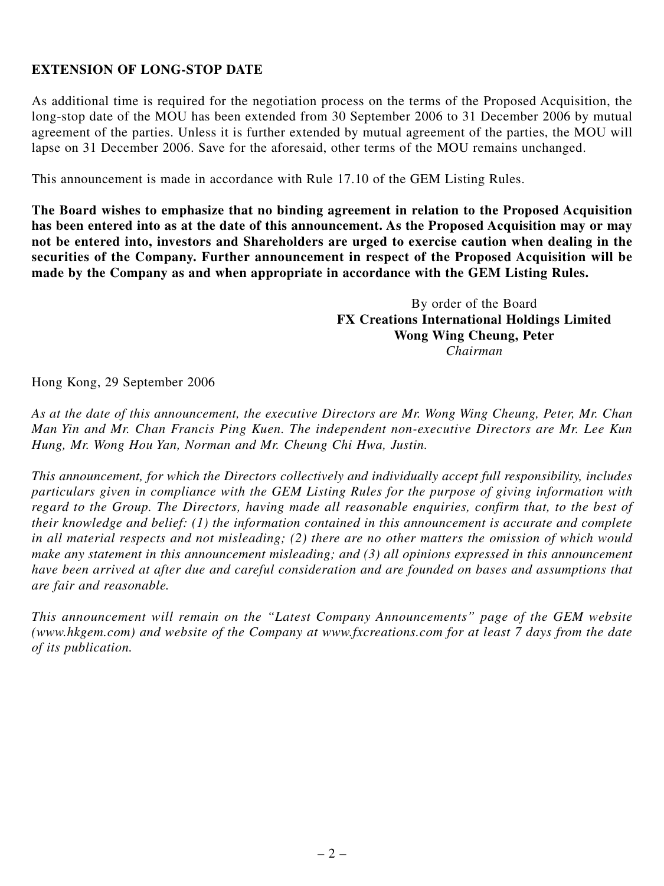**EXTENSION OF LONG-STOP DATE**

As additional time is required for the negotiation process on the terms of the Proposed Acquisition, the long-stop date of the MOU has been extended from 30 September 2006 to 31 December 2006 by mutual agreement of the parties. Unless it is further extended by mutual agreement of the parties, the MOU will lapse on 31 December 2006. Save for the aforesaid, other terms of the MOU remains unchanged.

This announcement is made in accordance with Rule 17.10 of the GEM Listing Rules.

**The Board wishes to emphasize that no binding agreement in relation to the Proposed Acquisition has been entered into as at the date of this announcement. As the Proposed Acquisition may or may not be entered into, investors and Shareholders are urged to exercise caution when dealing in the securities of the Company. Further announcement in respect of the Proposed Acquisition will be made by the Company as and when appropriate in accordance with the GEM Listing Rules.**

By order of the Board
**FX Creations International Holdings Limited**
**Wong Wing Cheung, Peter**
*Chairman*

Hong Kong, 29 September 2006

*As at the date of this announcement, the executive Directors are Mr. Wong Wing Cheung, Peter, Mr. Chan Man Yin and Mr. Chan Francis Ping Kuen. The independent non-executive Directors are Mr. Lee Kun Hung, Mr. Wong Hou Yan, Norman and Mr. Cheung Chi Hwa, Justin.*

*This announcement, for which the Directors collectively and individually accept full responsibility, includes particulars given in compliance with the GEM Listing Rules for the purpose of giving information with regard to the Group. The Directors, having made all reasonable enquiries, confirm that, to the best of their knowledge and belief: (1) the information contained in this announcement is accurate and complete in all material respects and not misleading; (2) there are no other matters the omission of which would make any statement in this announcement misleading; and (3) all opinions expressed in this announcement have been arrived at after due and careful consideration and are founded on bases and assumptions that are fair and reasonable.*

*This announcement will remain on the "Latest Company Announcements" page of the GEM website (www.hkgem.com) and website of the Company at www.fxcreations.com for at least 7 days from the date of its publication.*